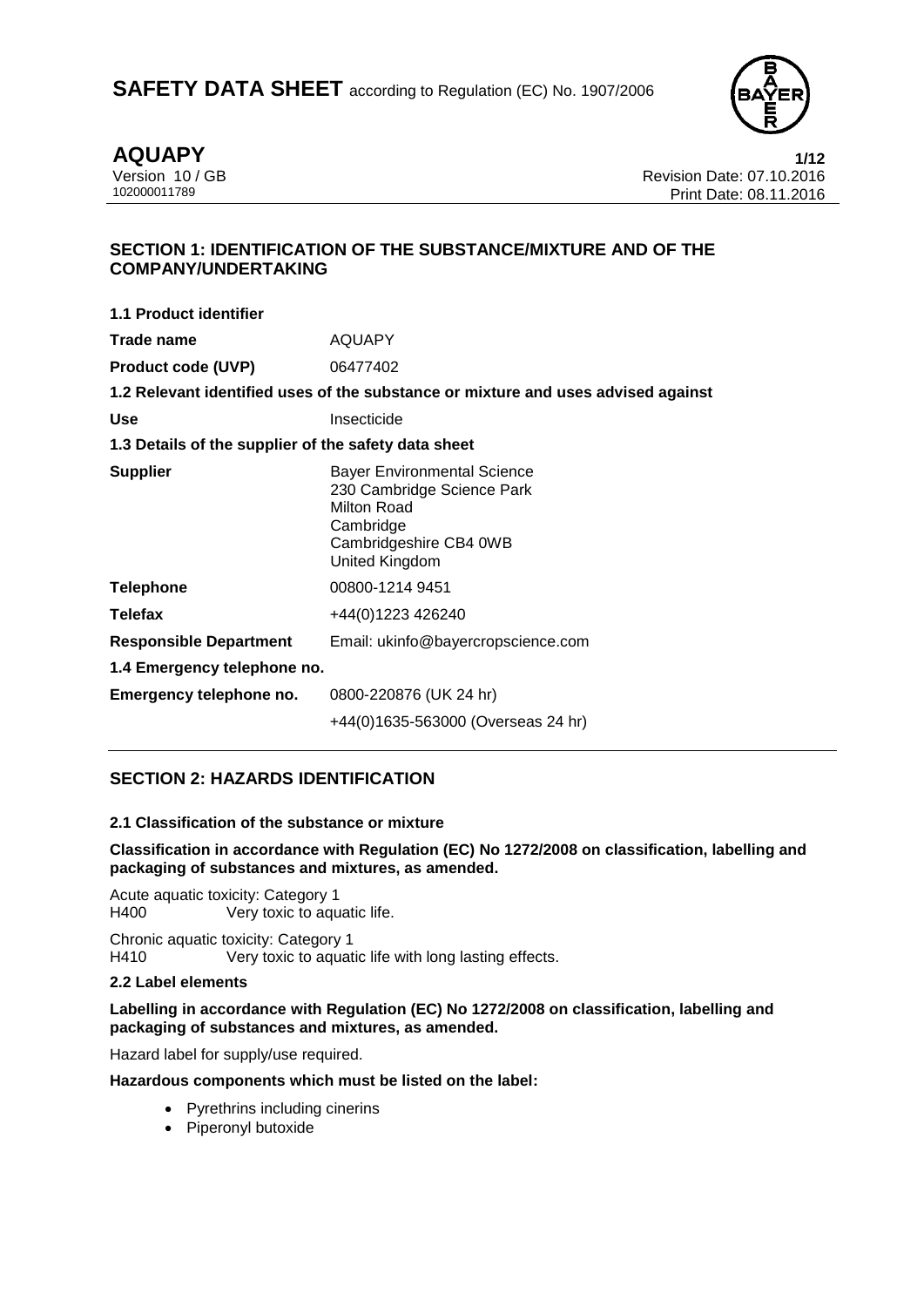# SAFETY DATA SHEET according to Regulation (EC) No. 1907/2006

**AQUAPY**
Version 10 / GB
102000011789

Revision Date: 07.10.2016
Print Date: 08.11.2016

## SECTION 1: IDENTIFICATION OF THE SUBSTANCE/MIXTURE AND OF THE COMPANY/UNDERTAKING

**1.1 Product identifier**

| | |
|---|---|
| **Trade name** | AQUAPY |
| **Product code (UVP)** | 06477402 |

**1.2 Relevant identified uses of the substance or mixture and uses advised against**

| | |
|---|---|
| **Use** | Insecticide |

**1.3 Details of the supplier of the safety data sheet**

| | |
|---|---|
| **Supplier** | Bayer Environmental Science<br>230 Cambridge Science Park<br>Milton Road<br>Cambridge<br>Cambridgeshire CB4 0WB<br>United Kingdom |
| **Telephone** | 00800-1214 9451 |
| **Telefax** | +44(0)1223 426240 |
| **Responsible Department** | Email: ukinfo@bayercropscience.com |

**1.4 Emergency telephone no.**

| | |
|---|---|
| **Emergency telephone no.** | 0800-220876 (UK 24 hr)<br>+44(0)1635-563000 (Overseas 24 hr) |

## SECTION 2: HAZARDS IDENTIFICATION

### 2.1 Classification of the substance or mixture

**Classification in accordance with Regulation (EC) No 1272/2008 on classification, labelling and packaging of substances and mixtures, as amended.**

Acute aquatic toxicity: Category 1
H400 Very toxic to aquatic life.

Chronic aquatic toxicity: Category 1
H410 Very toxic to aquatic life with long lasting effects.

### 2.2 Label elements

**Labelling in accordance with Regulation (EC) No 1272/2008 on classification, labelling and packaging of substances and mixtures, as amended.**

Hazard label for supply/use required.

**Hazardous components which must be listed on the label:**

- Pyrethrins including cinerins
- Piperonyl butoxide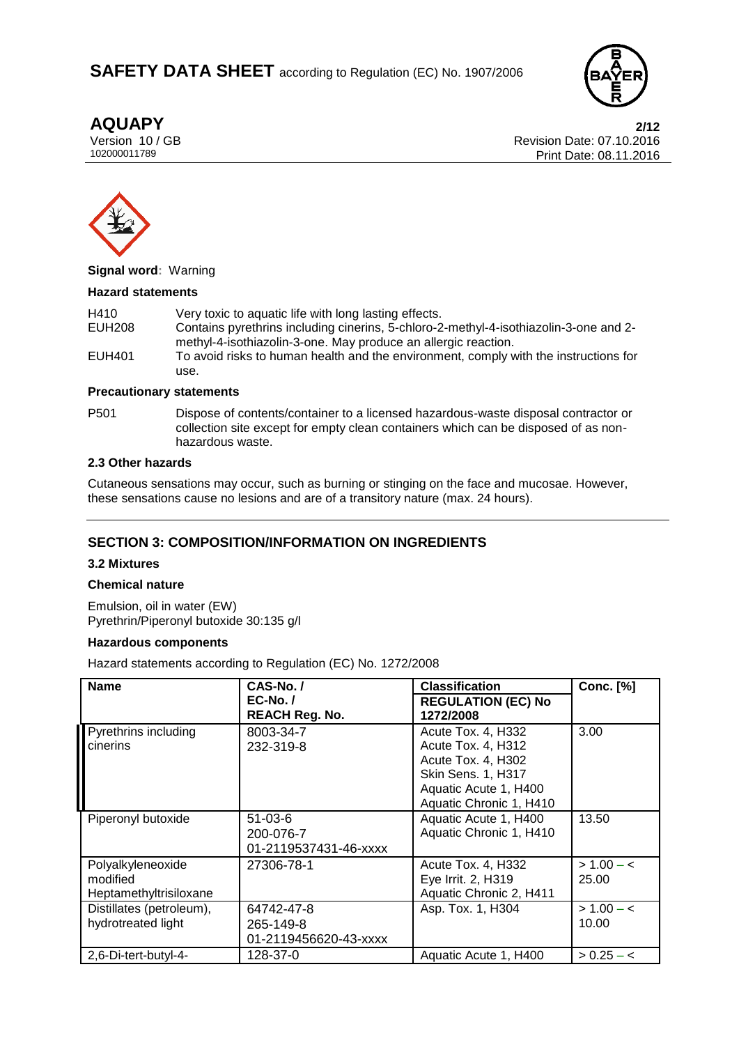**Signal word**: Warning

**Hazard statements**

| | |
|---|---|
| H410 | Very toxic to aquatic life with long lasting effects. |
| EUH208 | Contains pyrethrins including cinerins, 5-chloro-2-methyl-4-isothiazolin-3-one and 2-methyl-4-isothiazolin-3-one. May produce an allergic reaction. |
| EUH401 | To avoid risks to human health and the environment, comply with the instructions for use. |

**Precautionary statements**

| | |
|---|---|
| P501 | Dispose of contents/container to a licensed hazardous-waste disposal contractor or collection site except for empty clean containers which can be disposed of as non-hazardous waste. |

### 2.3 Other hazards

Cutaneous sensations may occur, such as burning or stinging on the face and mucosae. However, these sensations cause no lesions and are of a transitory nature (max. 24 hours).

## SECTION 3: COMPOSITION/INFORMATION ON INGREDIENTS

### 3.2 Mixtures

**Chemical nature**

Emulsion, oil in water (EW)
Pyrethrin/Piperonyl butoxide 30:135 g/l

**Hazardous components**

Hazard statements according to Regulation (EC) No. 1272/2008

| Name | CAS-No. / EC-No. / REACH Reg. No. | Classification REGULATION (EC) No 1272/2008 | Conc. [%] |
|---|---|---|---|
| Pyrethrins including cinerins | 8003-34-7<br>232-319-8 | Acute Tox. 4, H332<br>Acute Tox. 4, H312<br>Acute Tox. 4, H302<br>Skin Sens. 1, H317<br>Aquatic Acute 1, H400<br>Aquatic Chronic 1, H410 | 3.00 |
| Piperonyl butoxide | 51-03-6<br>200-076-7<br>01-2119537431-46-xxxx | Aquatic Acute 1, H400<br>Aquatic Chronic 1, H410 | 13.50 |
| Polyalkyleneoxide modified Heptamethyltrisiloxane | 27306-78-1 | Acute Tox. 4, H332<br>Eye Irrit. 2, H319<br>Aquatic Chronic 2, H411 | > 1.00 – < 25.00 |
| Distillates (petroleum), hydrotreated light | 64742-47-8<br>265-149-8<br>01-2119456620-43-xxxx | Asp. Tox. 1, H304 | > 1.00 – < 10.00 |
| 2,6-Di-tert-butyl-4- | 128-37-0 | Aquatic Acute 1, H400 | > 0.25 – < |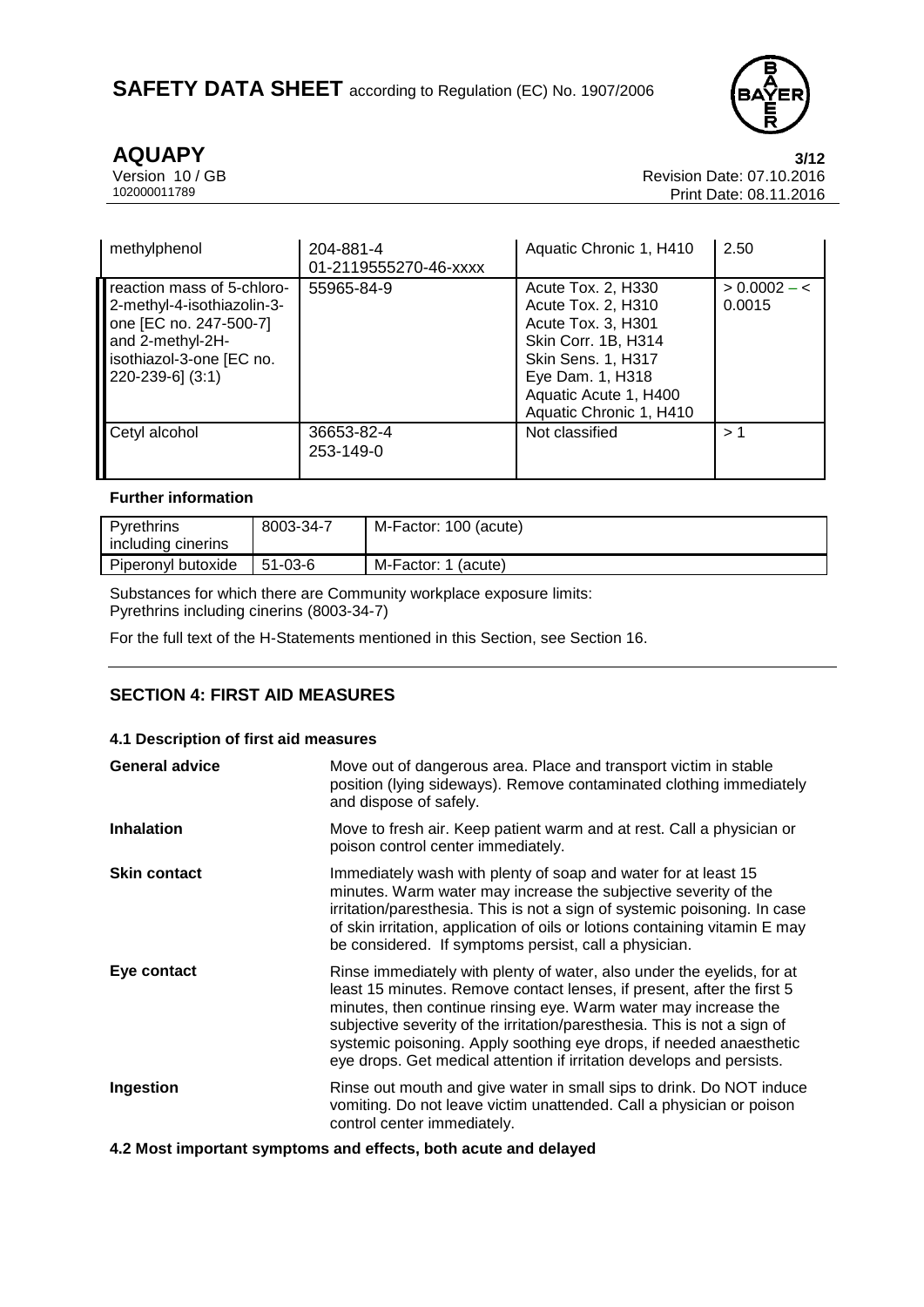| | | | |
|---|---|---|---|
| methylphenol | 204-881-4<br>01-2119555270-46-xxxx | Aquatic Chronic 1, H410 | 2.50 |
| reaction mass of 5-chloro-2-methyl-4-isothiazolin-3-one [EC no. 247-500-7] and 2-methyl-2H-isothiazol-3-one [EC no. 220-239-6] (3:1) | 55965-84-9 | Acute Tox. 2, H330<br>Acute Tox. 2, H310<br>Acute Tox. 3, H301<br>Skin Corr. 1B, H314<br>Skin Sens. 1, H317<br>Eye Dam. 1, H318<br>Aquatic Acute 1, H400<br>Aquatic Chronic 1, H410 | > 0.0002 – < 0.0015 |
| Cetyl alcohol | 36653-82-4<br>253-149-0 | Not classified | > 1 |

**Further information**

| | | |
|---|---|---|
| Pyrethrins including cinerins | 8003-34-7 | M-Factor: 100 (acute) |
| Piperonyl butoxide | 51-03-6 | M-Factor: 1 (acute) |

Substances for which there are Community workplace exposure limits:
Pyrethrins including cinerins (8003-34-7)

For the full text of the H-Statements mentioned in this Section, see Section 16.

## SECTION 4: FIRST AID MEASURES

### 4.1 Description of first aid measures

**General advice**
Move out of dangerous area. Place and transport victim in stable position (lying sideways). Remove contaminated clothing immediately and dispose of safely.

**Inhalation**
Move to fresh air. Keep patient warm and at rest. Call a physician or poison control center immediately.

**Skin contact**
Immediately wash with plenty of soap and water for at least 15 minutes. Warm water may increase the subjective severity of the irritation/paresthesia. This is not a sign of systemic poisoning. In case of skin irritation, application of oils or lotions containing vitamin E may be considered. If symptoms persist, call a physician.

**Eye contact**
Rinse immediately with plenty of water, also under the eyelids, for at least 15 minutes. Remove contact lenses, if present, after the first 5 minutes, then continue rinsing eye. Warm water may increase the subjective severity of the irritation/paresthesia. This is not a sign of systemic poisoning. Apply soothing eye drops, if needed anaesthetic eye drops. Get medical attention if irritation develops and persists.

**Ingestion**
Rinse out mouth and give water in small sips to drink. Do NOT induce vomiting. Do not leave victim unattended. Call a physician or poison control center immediately.

### 4.2 Most important symptoms and effects, both acute and delayed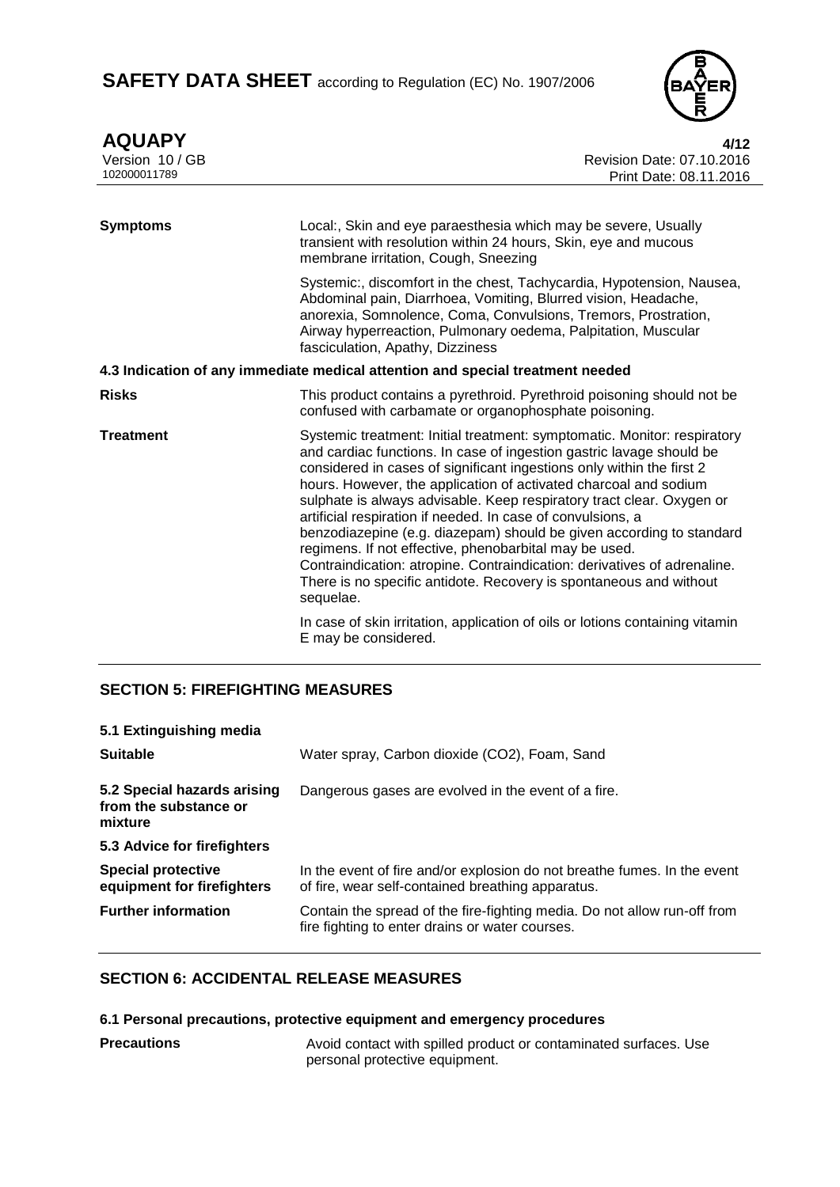| | |
|---|---|
| **Symptoms** | Local:, Skin and eye paraesthesia which may be severe, Usually transient with resolution within 24 hours, Skin, eye and mucous membrane irritation, Cough, Sneezing<br><br>Systemic:, discomfort in the chest, Tachycardia, Hypotension, Nausea, Abdominal pain, Diarrhoea, Vomiting, Blurred vision, Headache, anorexia, Somnolence, Coma, Convulsions, Tremors, Prostration, Airway hyperreaction, Pulmonary oedema, Palpitation, Muscular fasciculation, Apathy, Dizziness |

**4.3 Indication of any immediate medical attention and special treatment needed**

| | |
|---|---|
| **Risks** | This product contains a pyrethroid. Pyrethroid poisoning should not be confused with carbamate or organophosphate poisoning. |
| **Treatment** | Systemic treatment: Initial treatment: symptomatic. Monitor: respiratory and cardiac functions. In case of ingestion gastric lavage should be considered in cases of significant ingestions only within the first 2 hours. However, the application of activated charcoal and sodium sulphate is always advisable. Keep respiratory tract clear. Oxygen or artificial respiration if needed. In case of convulsions, a benzodiazepine (e.g. diazepam) should be given according to standard regimens. If not effective, phenobarbital may be used. Contraindication: atropine. Contraindication: derivatives of adrenaline. There is no specific antidote. Recovery is spontaneous and without sequelae.<br><br>In case of skin irritation, application of oils or lotions containing vitamin E may be considered. |

## SECTION 5: FIREFIGHTING MEASURES

**5.1 Extinguishing media**

| | |
|---|---|
| **Suitable** | Water spray, Carbon dioxide ($CO_2$), Foam, Sand |
| **5.2 Special hazards arising from the substance or mixture** | Dangerous gases are evolved in the event of a fire. |

**5.3 Advice for firefighters**

| | |
|---|---|
| **Special protective equipment for firefighters** | In the event of fire and/or explosion do not breathe fumes. In the event of fire, wear self-contained breathing apparatus. |
| **Further information** | Contain the spread of the fire-fighting media. Do not allow run-off from fire fighting to enter drains or water courses. |

## SECTION 6: ACCIDENTAL RELEASE MEASURES

**6.1 Personal precautions, protective equipment and emergency procedures**

| | |
|---|---|
| **Precautions** | Avoid contact with spilled product or contaminated surfaces. Use personal protective equipment. |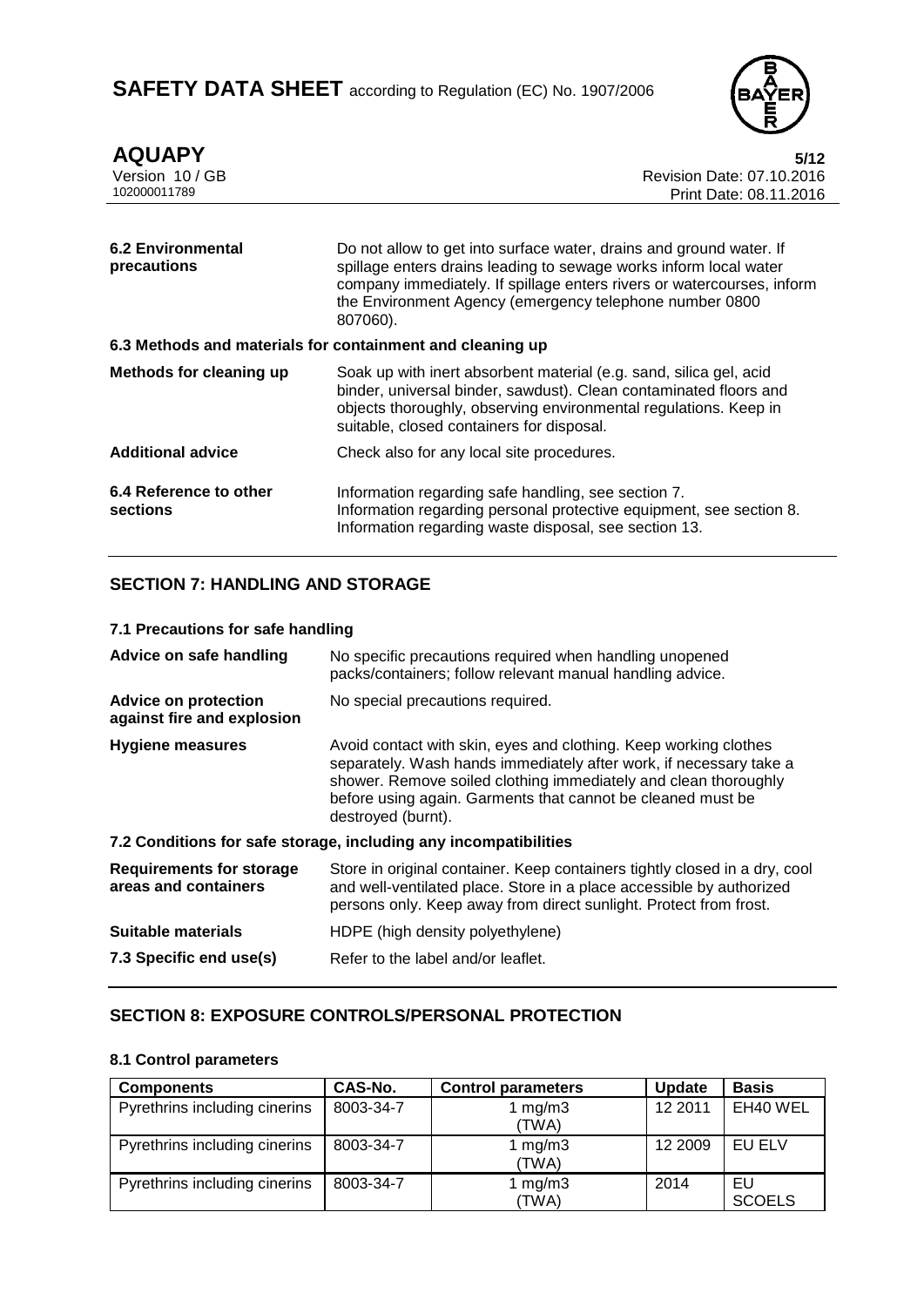| | |
|---|---|
| **6.2 Environmental precautions** | Do not allow to get into surface water, drains and ground water. If spillage enters drains leading to sewage works inform local water company immediately. If spillage enters rivers or watercourses, inform the Environment Agency (emergency telephone number 0800 807060). |

**6.3 Methods and materials for containment and cleaning up**

| | |
|---|---|
| **Methods for cleaning up** | Soak up with inert absorbent material (e.g. sand, silica gel, acid binder, universal binder, sawdust). Clean contaminated floors and objects thoroughly, observing environmental regulations. Keep in suitable, closed containers for disposal. |
| **Additional advice** | Check also for any local site procedures. |
| **6.4 Reference to other sections** | Information regarding safe handling, see section 7.<br>Information regarding personal protective equipment, see section 8.<br>Information regarding waste disposal, see section 13. |

## SECTION 7: HANDLING AND STORAGE

**7.1 Precautions for safe handling**

| | |
|---|---|
| **Advice on safe handling** | No specific precautions required when handling unopened packs/containers; follow relevant manual handling advice. |
| **Advice on protection against fire and explosion** | No special precautions required. |
| **Hygiene measures** | Avoid contact with skin, eyes and clothing. Keep working clothes separately. Wash hands immediately after work, if necessary take a shower. Remove soiled clothing immediately and clean thoroughly before using again. Garments that cannot be cleaned must be destroyed (burnt). |

**7.2 Conditions for safe storage, including any incompatibilities**

| | |
|---|---|
| **Requirements for storage areas and containers** | Store in original container. Keep containers tightly closed in a dry, cool and well-ventilated place. Store in a place accessible by authorized persons only. Keep away from direct sunlight. Protect from frost. |
| **Suitable materials** | HDPE (high density polyethylene) |
| **7.3 Specific end use(s)** | Refer to the label and/or leaflet. |

## SECTION 8: EXPOSURE CONTROLS/PERSONAL PROTECTION

**8.1 Control parameters**

| Components | CAS-No. | Control parameters | Update | Basis |
|---|---|---|---|---|
| Pyrethrins including cinerins | 8003-34-7 | 1 mg/m3 (TWA) | 12 2011 | EH40 WEL |
| Pyrethrins including cinerins | 8003-34-7 | 1 mg/m3 (TWA) | 12 2009 | EU ELV |
| Pyrethrins including cinerins | 8003-34-7 | 1 mg/m3 (TWA) | 2014 | EU SCOELS |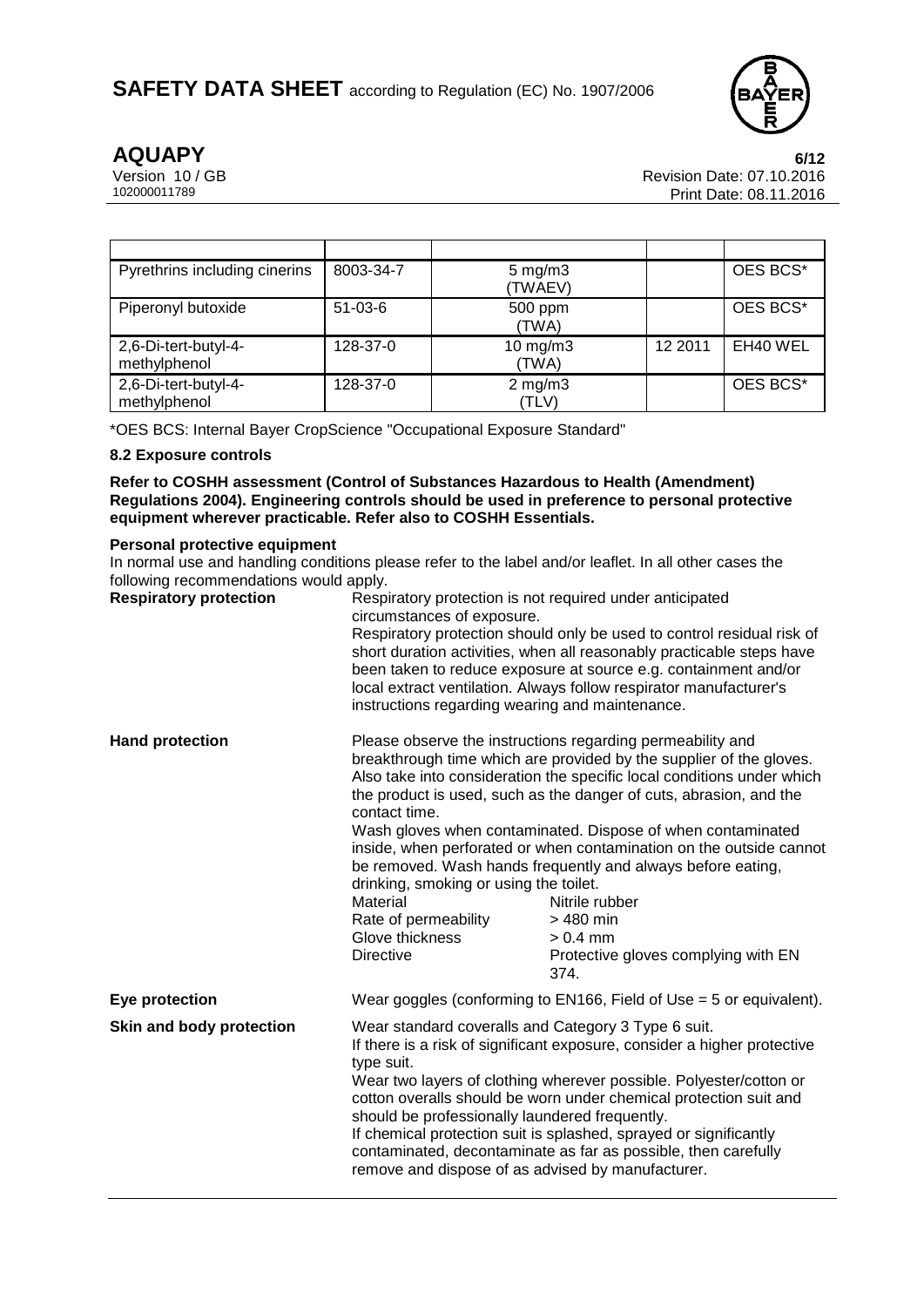| | | | | |
|---|---|---|---|---|
| Pyrethrins including cinerins | 8003-34-7 | 5 mg/m3 (TWAEV) | | OES BCS* |
| Piperonyl butoxide | 51-03-6 | 500 ppm (TWA) | | OES BCS* |
| 2,6-Di-tert-butyl-4-methylphenol | 128-37-0 | 10 mg/m3 (TWA) | 12 2011 | EH40 WEL |
| 2,6-Di-tert-butyl-4-methylphenol | 128-37-0 | 2 mg/m3 (TLV) | | OES BCS* |

*OES BCS: Internal Bayer CropScience "Occupational Exposure Standard"

**8.2 Exposure controls**

**Refer to COSHH assessment (Control of Substances Hazardous to Health (Amendment) Regulations 2004). Engineering controls should be used in preference to personal protective equipment wherever practicable. Refer also to COSHH Essentials.**

**Personal protective equipment**

In normal use and handling conditions please refer to the label and/or leaflet. In all other cases the following recommendations would apply.

**Respiratory protection**

Respiratory protection is not required under anticipated circumstances of exposure.
Respiratory protection should only be used to control residual risk of short duration activities, when all reasonably practicable steps have been taken to reduce exposure at source e.g. containment and/or local extract ventilation. Always follow respirator manufacturer's instructions regarding wearing and maintenance.

**Hand protection**

Please observe the instructions regarding permeability and breakthrough time which are provided by the supplier of the gloves. Also take into consideration the specific local conditions under which the product is used, such as the danger of cuts, abrasion, and the contact time.
Wash gloves when contaminated. Dispose of when contaminated inside, when perforated or when contamination on the outside cannot be removed. Wash hands frequently and always before eating, drinking, smoking or using the toilet.

| | |
|---|---|
| Material | Nitrile rubber |
| Rate of permeability | > 480 min |
| Glove thickness | > 0.4 mm |
| Directive | Protective gloves complying with EN 374. |

**Eye protection**

Wear goggles (conforming to EN166, Field of Use = 5 or equivalent).

**Skin and body protection**

Wear standard coveralls and Category 3 Type 6 suit.
If there is a risk of significant exposure, consider a higher protective type suit.
Wear two layers of clothing wherever possible. Polyester/cotton or cotton overalls should be worn under chemical protection suit and should be professionally laundered frequently.
If chemical protection suit is splashed, sprayed or significantly contaminated, decontaminate as far as possible, then carefully remove and dispose of as advised by manufacturer.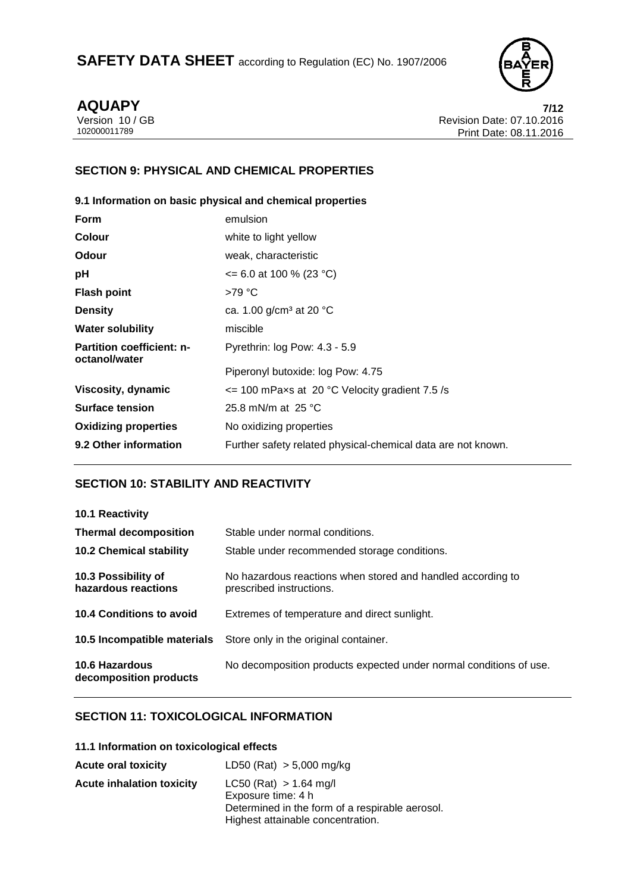## SECTION 9: PHYSICAL AND CHEMICAL PROPERTIES

### 9.1 Information on basic physical and chemical properties

| | |
|---|---|
| **Form** | emulsion |
| **Colour** | white to light yellow |
| **Odour** | weak, characteristic |
| **pH** | <= 6.0 at 100 % (23 °C) |
| **Flash point** | >79 °C |
| **Density** | ca. 1.00 g/cm³ at 20 °C |
| **Water solubility** | miscible |
| **Partition coefficient: n-octanol/water** | Pyrethrin: log Pow: 4.3 - 5.9 |
| | Piperonyl butoxide: log Pow: 4.75 |
| **Viscosity, dynamic** | <= 100 mPa×s at 20 °C Velocity gradient 7.5 /s |
| **Surface tension** | 25.8 mN/m at 25 °C |
| **Oxidizing properties** | No oxidizing properties |
| **9.2 Other information** | Further safety related physical-chemical data are not known. |

## SECTION 10: STABILITY AND REACTIVITY

| | |
|---|---|
| **10.1 Reactivity** | |
| **Thermal decomposition** | Stable under normal conditions. |
| **10.2 Chemical stability** | Stable under recommended storage conditions. |
| **10.3 Possibility of hazardous reactions** | No hazardous reactions when stored and handled according to prescribed instructions. |
| **10.4 Conditions to avoid** | Extremes of temperature and direct sunlight. |
| **10.5 Incompatible materials** | Store only in the original container. |
| **10.6 Hazardous decomposition products** | No decomposition products expected under normal conditions of use. |

## SECTION 11: TOXICOLOGICAL INFORMATION

### 11.1 Information on toxicological effects

| | |
|---|---|
| **Acute oral toxicity** | LD50 (Rat) > 5,000 mg/kg |
| **Acute inhalation toxicity** | LC50 (Rat) > 1.64 mg/l<br>Exposure time: 4 h<br>Determined in the form of a respirable aerosol.<br>Highest attainable concentration. |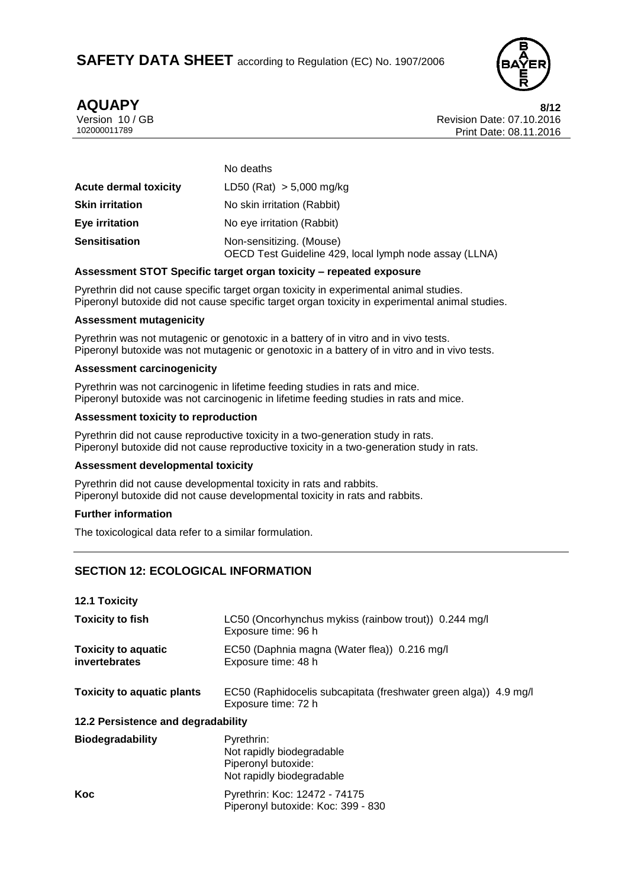| | |
|---|---|
| | No deaths |
| **Acute dermal toxicity** | LD50 (Rat) > 5,000 mg/kg |
| **Skin irritation** | No skin irritation (Rabbit) |
| **Eye irritation** | No eye irritation (Rabbit) |
| **Sensitisation** | Non-sensitizing. (Mouse)<br>OECD Test Guideline 429, local lymph node assay (LLNA) |

**Assessment STOT Specific target organ toxicity – repeated exposure**

Pyrethrin did not cause specific target organ toxicity in experimental animal studies.
Piperonyl butoxide did not cause specific target organ toxicity in experimental animal studies.

**Assessment mutagenicity**

Pyrethrin was not mutagenic or genotoxic in a battery of in vitro and in vivo tests.
Piperonyl butoxide was not mutagenic or genotoxic in a battery of in vitro and in vivo tests.

**Assessment carcinogenicity**

Pyrethrin was not carcinogenic in lifetime feeding studies in rats and mice.
Piperonyl butoxide was not carcinogenic in lifetime feeding studies in rats and mice.

**Assessment toxicity to reproduction**

Pyrethrin did not cause reproductive toxicity in a two-generation study in rats.
Piperonyl butoxide did not cause reproductive toxicity in a two-generation study in rats.

**Assessment developmental toxicity**

Pyrethrin did not cause developmental toxicity in rats and rabbits.
Piperonyl butoxide did not cause developmental toxicity in rats and rabbits.

**Further information**

The toxicological data refer to a similar formulation.

## SECTION 12: ECOLOGICAL INFORMATION

**12.1 Toxicity**

| | |
|---|---|
| **Toxicity to fish** | LC50 (Oncorhynchus mykiss (rainbow trout)) 0.244 mg/l<br>Exposure time: 96 h |
| **Toxicity to aquatic invertebrates** | EC50 (Daphnia magna (Water flea)) 0.216 mg/l<br>Exposure time: 48 h |
| **Toxicity to aquatic plants** | EC50 (Raphidocelis subcapitata (freshwater green alga)) 4.9 mg/l<br>Exposure time: 72 h |

**12.2 Persistence and degradability**

| | |
|---|---|
| **Biodegradability** | Pyrethrin:<br>Not rapidly biodegradable<br>Piperonyl butoxide:<br>Not rapidly biodegradable |
| **Koc** | Pyrethrin: Koc: 12472 - 74175<br>Piperonyl butoxide: Koc: 399 - 830 |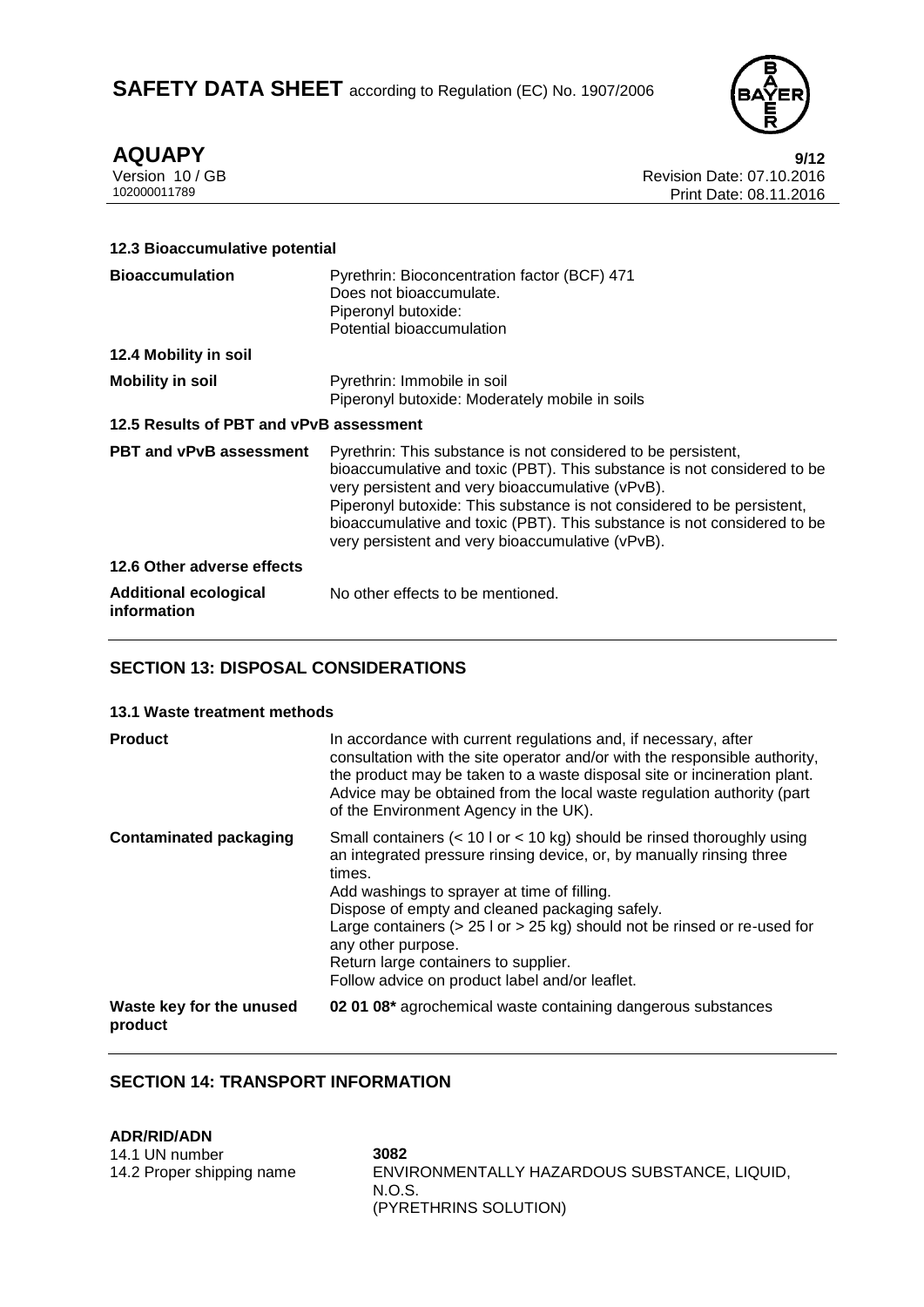### 12.3 Bioaccumulative potential

| | |
|---|---|
| **Bioaccumulation** | Pyrethrin: Bioconcentration factor (BCF) 471<br>Does not bioaccumulate.<br>Piperonyl butoxide:<br>Potential bioaccumulation |

### 12.4 Mobility in soil

| | |
|---|---|
| **Mobility in soil** | Pyrethrin: Immobile in soil<br>Piperonyl butoxide: Moderately mobile in soils |

### 12.5 Results of PBT and vPvB assessment

| | |
|---|---|
| **PBT and vPvB assessment** | Pyrethrin: This substance is not considered to be persistent, bioaccumulative and toxic (PBT). This substance is not considered to be very persistent and very bioaccumulative (vPvB).<br>Piperonyl butoxide: This substance is not considered to be persistent, bioaccumulative and toxic (PBT). This substance is not considered to be very persistent and very bioaccumulative (vPvB). |

### 12.6 Other adverse effects

| | |
|---|---|
| **Additional ecological information** | No other effects to be mentioned. |

## SECTION 13: DISPOSAL CONSIDERATIONS

### 13.1 Waste treatment methods

| | |
|---|---|
| **Product** | In accordance with current regulations and, if necessary, after consultation with the site operator and/or with the responsible authority, the product may be taken to a waste disposal site or incineration plant. Advice may be obtained from the local waste regulation authority (part of the Environment Agency in the UK). |
| **Contaminated packaging** | Small containers (< 10 l or < 10 kg) should be rinsed thoroughly using an integrated pressure rinsing device, or, by manually rinsing three times.<br>Add washings to sprayer at time of filling.<br>Dispose of empty and cleaned packaging safely.<br>Large containers (> 25 l or > 25 kg) should not be rinsed or re-used for any other purpose.<br>Return large containers to supplier.<br>Follow advice on product label and/or leaflet. |
| **Waste key for the unused product** | **02 01 08*** agrochemical waste containing dangerous substances |

## SECTION 14: TRANSPORT INFORMATION

**ADR/RID/ADN**

| | |
|---|---|
| 14.1 UN number | **3082** |
| 14.2 Proper shipping name | ENVIRONMENTALLY HAZARDOUS SUBSTANCE, LIQUID, N.O.S.<br>(PYRETHRINS SOLUTION) |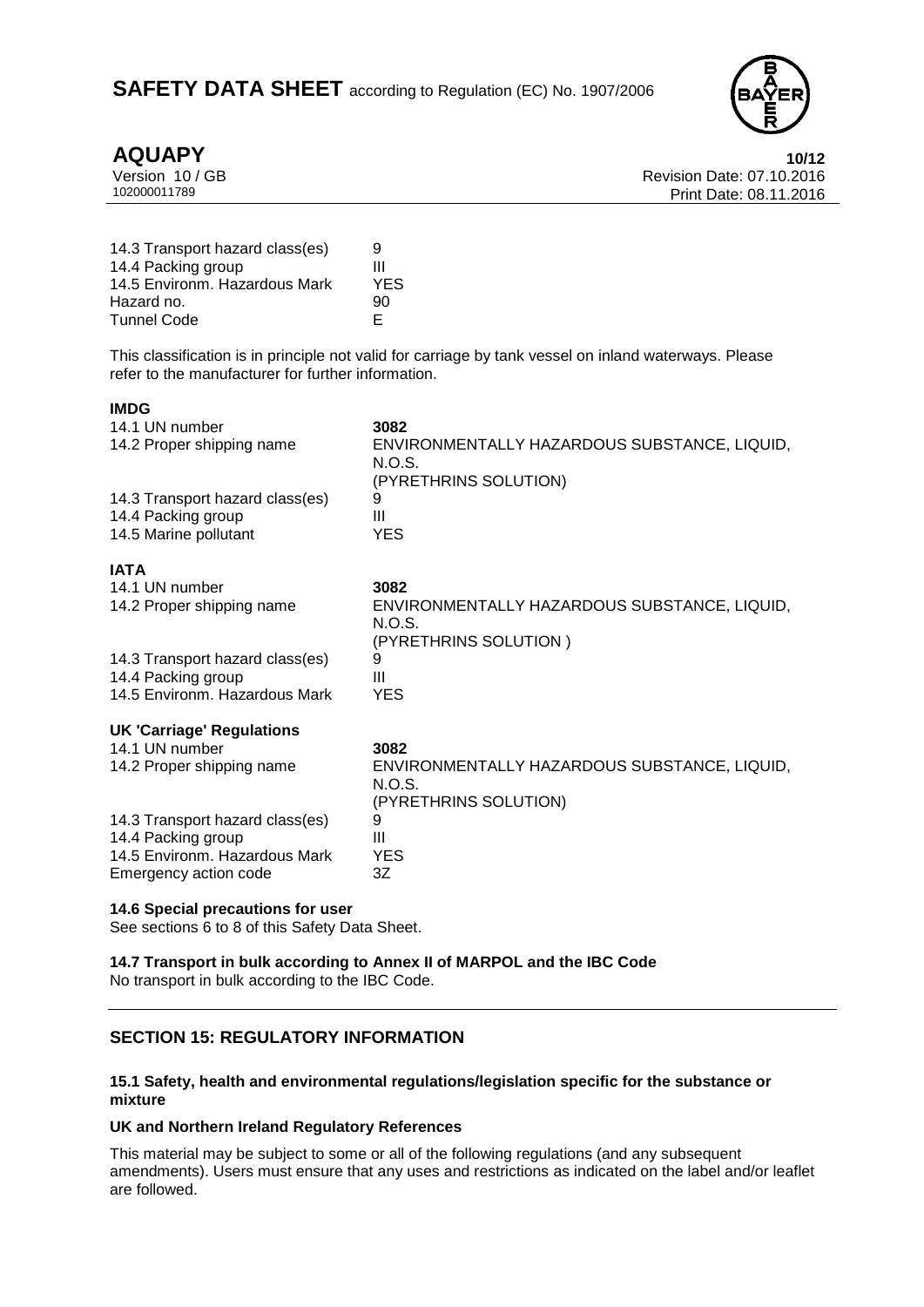| | |
|---|---|
| 14.3 Transport hazard class(es) | 9 |
| 14.4 Packing group | III |
| 14.5 Environm. Hazardous Mark | YES |
| Hazard no. | 90 |
| Tunnel Code | E |

This classification is in principle not valid for carriage by tank vessel on inland waterways. Please refer to the manufacturer for further information.

**IMDG**

| | |
|---|---|
| 14.1 UN number | **3082** |
| 14.2 Proper shipping name | ENVIRONMENTALLY HAZARDOUS SUBSTANCE, LIQUID, N.O.S. (PYRETHRINS SOLUTION) |
| 14.3 Transport hazard class(es) | 9 |
| 14.4 Packing group | III |
| 14.5 Marine pollutant | YES |

**IATA**

| | |
|---|---|
| 14.1 UN number | **3082** |
| 14.2 Proper shipping name | ENVIRONMENTALLY HAZARDOUS SUBSTANCE, LIQUID, N.O.S. (PYRETHRINS SOLUTION ) |
| 14.3 Transport hazard class(es) | 9 |
| 14.4 Packing group | III |
| 14.5 Environm. Hazardous Mark | YES |

**UK 'Carriage' Regulations**

| | |
|---|---|
| 14.1 UN number | **3082** |
| 14.2 Proper shipping name | ENVIRONMENTALLY HAZARDOUS SUBSTANCE, LIQUID, N.O.S. (PYRETHRINS SOLUTION) |
| 14.3 Transport hazard class(es) | 9 |
| 14.4 Packing group | III |
| 14.5 Environm. Hazardous Mark | YES |
| Emergency action code | 3Z |

**14.6 Special precautions for user**

See sections 6 to 8 of this Safety Data Sheet.

**14.7 Transport in bulk according to Annex II of MARPOL and the IBC Code**

No transport in bulk according to the IBC Code.

## SECTION 15: REGULATORY INFORMATION

**15.1 Safety, health and environmental regulations/legislation specific for the substance or mixture**

**UK and Northern Ireland Regulatory References**

This material may be subject to some or all of the following regulations (and any subsequent amendments). Users must ensure that any uses and restrictions as indicated on the label and/or leaflet are followed.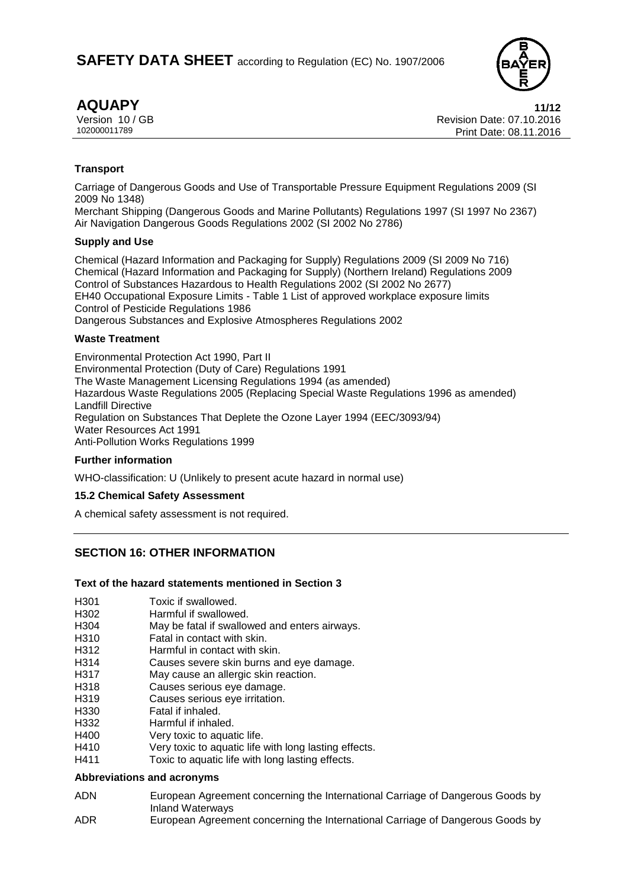### Transport

Carriage of Dangerous Goods and Use of Transportable Pressure Equipment Regulations 2009 (SI 2009 No 1348)
Merchant Shipping (Dangerous Goods and Marine Pollutants) Regulations 1997 (SI 1997 No 2367)
Air Navigation Dangerous Goods Regulations 2002 (SI 2002 No 2786)

### Supply and Use

Chemical (Hazard Information and Packaging for Supply) Regulations 2009 (SI 2009 No 716)
Chemical (Hazard Information and Packaging for Supply) (Northern Ireland) Regulations 2009
Control of Substances Hazardous to Health Regulations 2002 (SI 2002 No 2677)
EH40 Occupational Exposure Limits - Table 1 List of approved workplace exposure limits
Control of Pesticide Regulations 1986
Dangerous Substances and Explosive Atmospheres Regulations 2002

### Waste Treatment

Environmental Protection Act 1990, Part II
Environmental Protection (Duty of Care) Regulations 1991
The Waste Management Licensing Regulations 1994 (as amended)
Hazardous Waste Regulations 2005 (Replacing Special Waste Regulations 1996 as amended)
Landfill Directive
Regulation on Substances That Deplete the Ozone Layer 1994 (EEC/3093/94)
Water Resources Act 1991
Anti-Pollution Works Regulations 1999

### Further information

WHO-classification: U (Unlikely to present acute hazard in normal use)

### 15.2 Chemical Safety Assessment

A chemical safety assessment is not required.

## SECTION 16: OTHER INFORMATION

### Text of the hazard statements mentioned in Section 3

| | |
|---|---|
| H301 | Toxic if swallowed. |
| H302 | Harmful if swallowed. |
| H304 | May be fatal if swallowed and enters airways. |
| H310 | Fatal in contact with skin. |
| H312 | Harmful in contact with skin. |
| H314 | Causes severe skin burns and eye damage. |
| H317 | May cause an allergic skin reaction. |
| H318 | Causes serious eye damage. |
| H319 | Causes serious eye irritation. |
| H330 | Fatal if inhaled. |
| H332 | Harmful if inhaled. |
| H400 | Very toxic to aquatic life. |
| H410 | Very toxic to aquatic life with long lasting effects. |
| H411 | Toxic to aquatic life with long lasting effects. |

### Abbreviations and acronyms

| | |
|---|---|
| ADN | European Agreement concerning the International Carriage of Dangerous Goods by Inland Waterways |
| ADR | European Agreement concerning the International Carriage of Dangerous Goods by |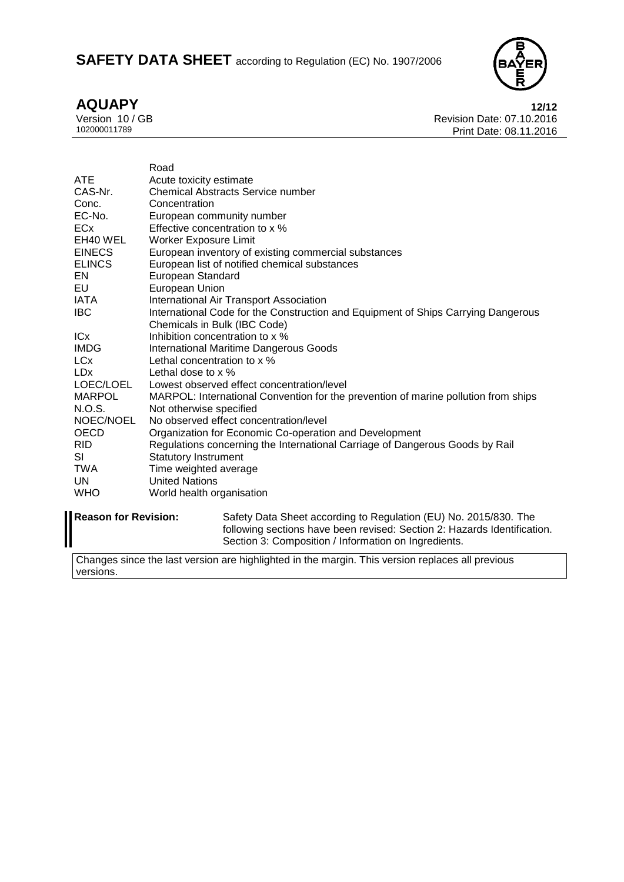| | |
|---|---|
| | Road |
| ATE | Acute toxicity estimate |
| CAS-Nr. | Chemical Abstracts Service number |
| Conc. | Concentration |
| EC-No. | European community number |
| ECx | Effective concentration to x % |
| EH40 WEL | Worker Exposure Limit |
| EINECS | European inventory of existing commercial substances |
| ELINCS | European list of notified chemical substances |
| EN | European Standard |
| EU | European Union |
| IATA | International Air Transport Association |
| IBC | International Code for the Construction and Equipment of Ships Carrying Dangerous Chemicals in Bulk (IBC Code) |
| ICx | Inhibition concentration to x % |
| IMDG | International Maritime Dangerous Goods |
| LCx | Lethal concentration to x % |
| LDx | Lethal dose to x % |
| LOEC/LOEL | Lowest observed effect concentration/level |
| MARPOL | MARPOL: International Convention for the prevention of marine pollution from ships |
| N.O.S. | Not otherwise specified |
| NOEC/NOEL | No observed effect concentration/level |
| OECD | Organization for Economic Co-operation and Development |
| RID | Regulations concerning the International Carriage of Dangerous Goods by Rail |
| SI | Statutory Instrument |
| TWA | Time weighted average |
| UN | United Nations |
| WHO | World health organisation |

**Reason for Revision:** Safety Data Sheet according to Regulation (EU) No. 2015/830. The following sections have been revised: Section 2: Hazards Identification. Section 3: Composition / Information on Ingredients.

Changes since the last version are highlighted in the margin. This version replaces all previous versions.